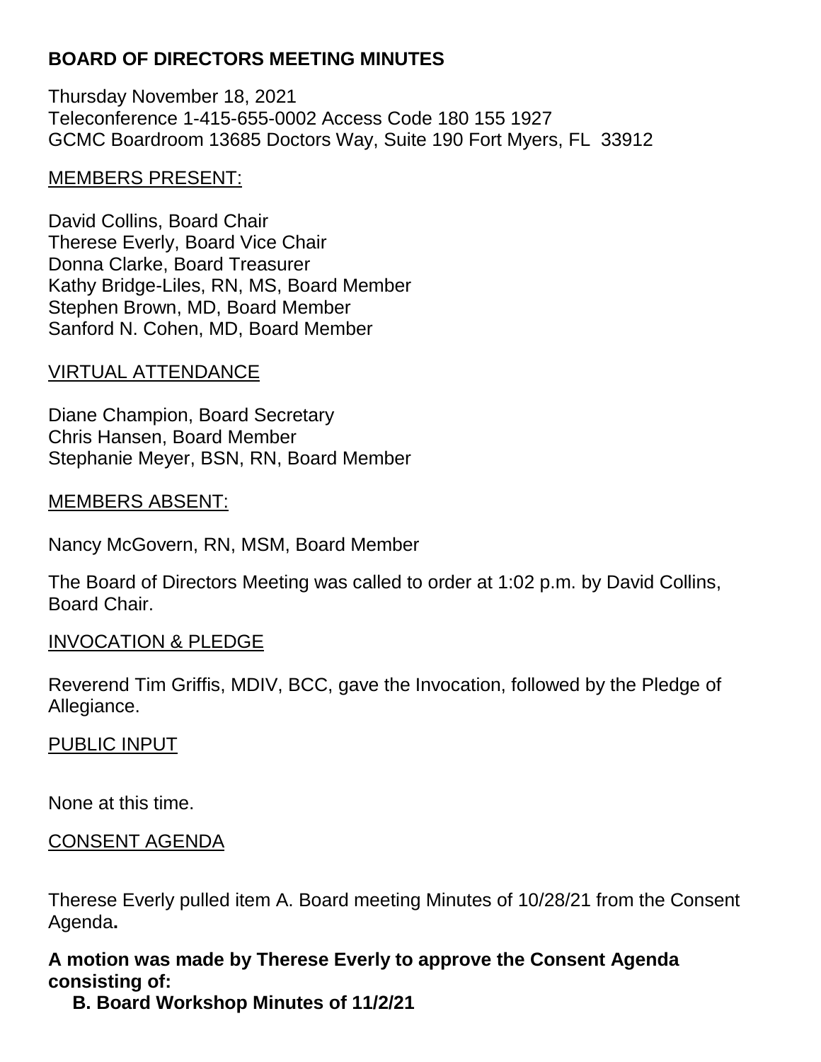# BOARD OF DIRECTORS MEETING MINUTES

Thursday November 18, 2021
Teleconference 1-415-655-0002 Access Code 180 155 1927
GCMC Boardroom 13685 Doctors Way, Suite 190 Fort Myers, FL 33912

## MEMBERS PRESENT:

David Collins, Board Chair
Therese Everly, Board Vice Chair
Donna Clarke, Board Treasurer
Kathy Bridge-Liles, RN, MS, Board Member
Stephen Brown, MD, Board Member
Sanford N. Cohen, MD, Board Member

## VIRTUAL ATTENDANCE

Diane Champion, Board Secretary
Chris Hansen, Board Member
Stephanie Meyer, BSN, RN, Board Member

## MEMBERS ABSENT:

Nancy McGovern, RN, MSM, Board Member

The Board of Directors Meeting was called to order at 1:02 p.m. by David Collins, Board Chair.

## INVOCATION & PLEDGE

Reverend Tim Griffis, MDIV, BCC, gave the Invocation, followed by the Pledge of Allegiance.

## PUBLIC INPUT

None at this time.

## CONSENT AGENDA

Therese Everly pulled item A. Board meeting Minutes of 10/28/21 from the Consent Agenda**.**

**A motion was made by Therese Everly to approve the Consent Agenda consisting of:**

**B. Board Workshop Minutes of 11/2/21**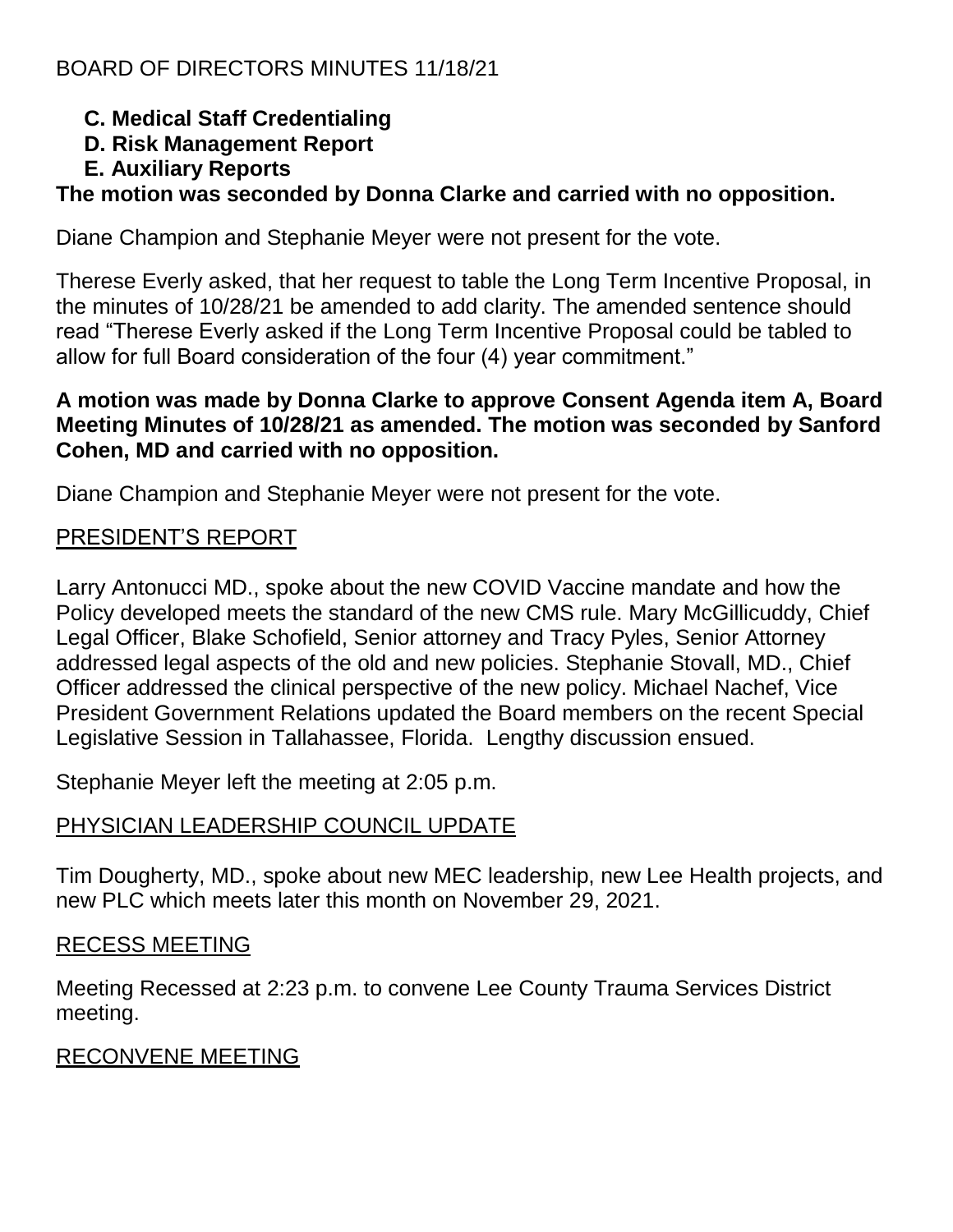BOARD OF DIRECTORS MINUTES 11/18/21

**C. Medical Staff Credentialing**
**D. Risk Management Report**
**E. Auxiliary Reports**

**The motion was seconded by Donna Clarke and carried with no opposition.**

Diane Champion and Stephanie Meyer were not present for the vote.

Therese Everly asked, that her request to table the Long Term Incentive Proposal, in the minutes of 10/28/21 be amended to add clarity. The amended sentence should read "Therese Everly asked if the Long Term Incentive Proposal could be tabled to allow for full Board consideration of the four (4) year commitment."

**A motion was made by Donna Clarke to approve Consent Agenda item A, Board Meeting Minutes of 10/28/21 as amended. The motion was seconded by Sanford Cohen, MD and carried with no opposition.**

Diane Champion and Stephanie Meyer were not present for the vote.

## PRESIDENT'S REPORT

Larry Antonucci MD., spoke about the new COVID Vaccine mandate and how the Policy developed meets the standard of the new CMS rule. Mary McGillicuddy, Chief Legal Officer, Blake Schofield, Senior attorney and Tracy Pyles, Senior Attorney addressed legal aspects of the old and new policies. Stephanie Stovall, MD., Chief Officer addressed the clinical perspective of the new policy. Michael Nachef, Vice President Government Relations updated the Board members on the recent Special Legislative Session in Tallahassee, Florida. Lengthy discussion ensued.

Stephanie Meyer left the meeting at 2:05 p.m.

## PHYSICIAN LEADERSHIP COUNCIL UPDATE

Tim Dougherty, MD., spoke about new MEC leadership, new Lee Health projects, and new PLC which meets later this month on November 29, 2021.

## RECESS MEETING

Meeting Recessed at 2:23 p.m. to convene Lee County Trauma Services District meeting.

## RECONVENE MEETING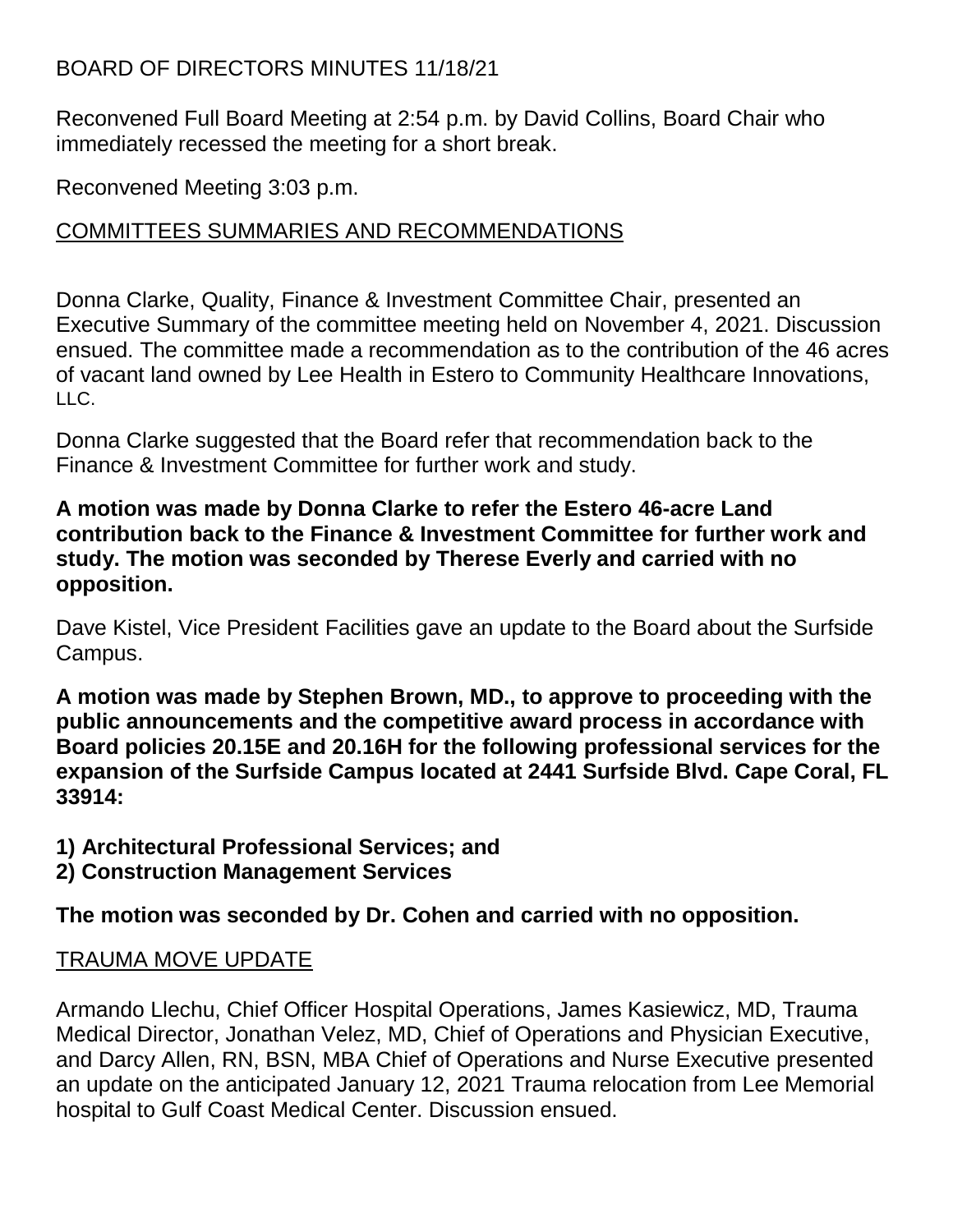BOARD OF DIRECTORS MINUTES 11/18/21

Reconvened Full Board Meeting at 2:54 p.m. by David Collins, Board Chair who immediately recessed the meeting for a short break.

Reconvened Meeting 3:03 p.m.

COMMITTEES SUMMARIES AND RECOMMENDATIONS

Donna Clarke, Quality, Finance & Investment Committee Chair, presented an Executive Summary of the committee meeting held on November 4, 2021. Discussion ensued. The committee made a recommendation as to the contribution of the 46 acres of vacant land owned by Lee Health in Estero to Community Healthcare Innovations, LLC.

Donna Clarke suggested that the Board refer that recommendation back to the Finance & Investment Committee for further work and study.

**A motion was made by Donna Clarke to refer the Estero 46-acre Land contribution back to the Finance & Investment Committee for further work and study. The motion was seconded by Therese Everly and carried with no opposition.**

Dave Kistel, Vice President Facilities gave an update to the Board about the Surfside Campus.

**A motion was made by Stephen Brown, MD., to approve to proceeding with the public announcements and the competitive award process in accordance with Board policies 20.15E and 20.16H for the following professional services for the expansion of the Surfside Campus located at 2441 Surfside Blvd. Cape Coral, FL 33914:**

**1) Architectural Professional Services; and**
**2) Construction Management Services**

**The motion was seconded by Dr. Cohen and carried with no opposition.**

TRAUMA MOVE UPDATE

Armando Llechu, Chief Officer Hospital Operations, James Kasiewicz, MD, Trauma Medical Director, Jonathan Velez, MD, Chief of Operations and Physician Executive, and Darcy Allen, RN, BSN, MBA Chief of Operations and Nurse Executive presented an update on the anticipated January 12, 2021 Trauma relocation from Lee Memorial hospital to Gulf Coast Medical Center. Discussion ensued.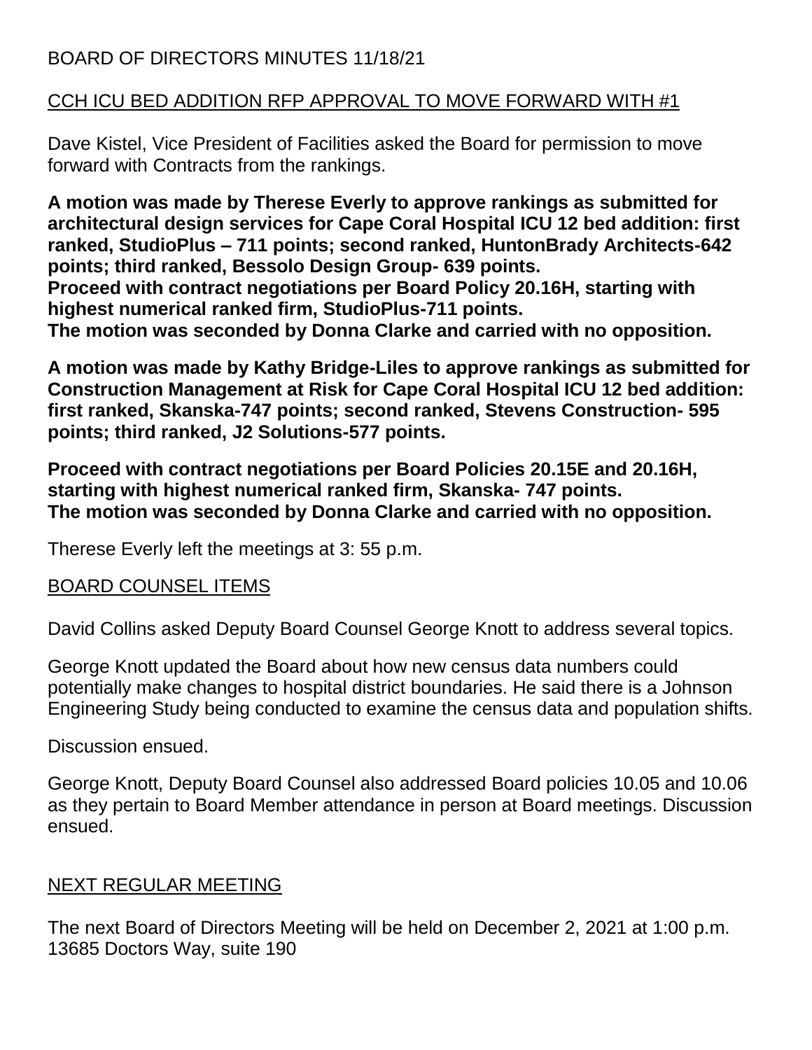BOARD OF DIRECTORS MINUTES 11/18/21

<u>CCH ICU BED ADDITION RFP APPROVAL TO MOVE FORWARD WITH #1</u>

Dave Kistel, Vice President of Facilities asked the Board for permission to move forward with Contracts from the rankings.

**A motion was made by Therese Everly to approve rankings as submitted for architectural design services for Cape Coral Hospital ICU 12 bed addition: first ranked, StudioPlus – 711 points; second ranked, HuntonBrady Architects-642 points; third ranked, Bessolo Design Group- 639 points.**
**Proceed with contract negotiations per Board Policy 20.16H, starting with highest numerical ranked firm, StudioPlus-711 points.**
**The motion was seconded by Donna Clarke and carried with no opposition.**

**A motion was made by Kathy Bridge-Liles to approve rankings as submitted for Construction Management at Risk for Cape Coral Hospital ICU 12 bed addition: first ranked, Skanska-747 points; second ranked, Stevens Construction- 595 points; third ranked, J2 Solutions-577 points.**

**Proceed with contract negotiations per Board Policies 20.15E and 20.16H, starting with highest numerical ranked firm, Skanska- 747 points.**
**The motion was seconded by Donna Clarke and carried with no opposition.**

Therese Everly left the meetings at 3: 55 p.m.

<u>BOARD COUNSEL ITEMS</u>

David Collins asked Deputy Board Counsel George Knott to address several topics.

George Knott updated the Board about how new census data numbers could potentially make changes to hospital district boundaries. He said there is a Johnson Engineering Study being conducted to examine the census data and population shifts.

Discussion ensued.

George Knott, Deputy Board Counsel also addressed Board policies 10.05 and 10.06 as they pertain to Board Member attendance in person at Board meetings. Discussion ensued.

<u>NEXT REGULAR MEETING</u>

The next Board of Directors Meeting will be held on December 2, 2021 at 1:00 p.m.
13685 Doctors Way, suite 190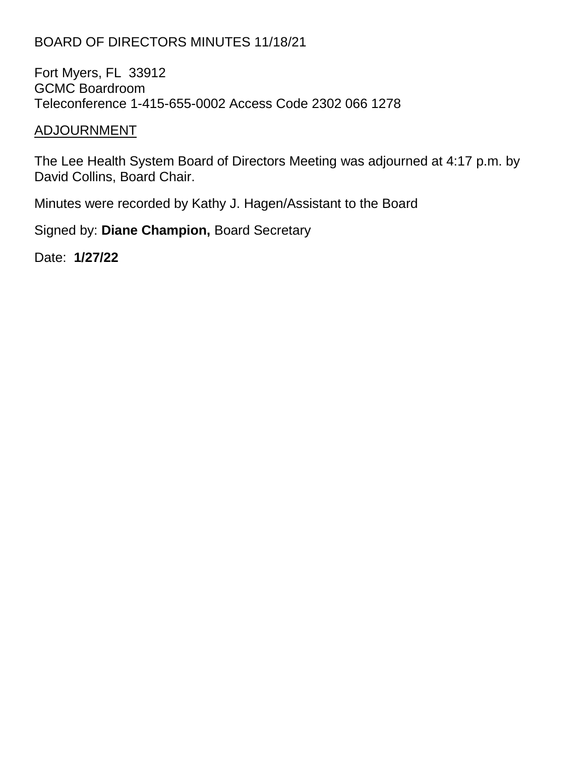BOARD OF DIRECTORS MINUTES 11/18/21

Fort Myers, FL 33912
GCMC Boardroom
Teleconference 1-415-655-0002 Access Code 2302 066 1278

## ADJOURNMENT

The Lee Health System Board of Directors Meeting was adjourned at 4:17 p.m. by David Collins, Board Chair.

Minutes were recorded by Kathy J. Hagen/Assistant to the Board

Signed by: **Diane Champion,** Board Secretary

Date: **1/27/22**